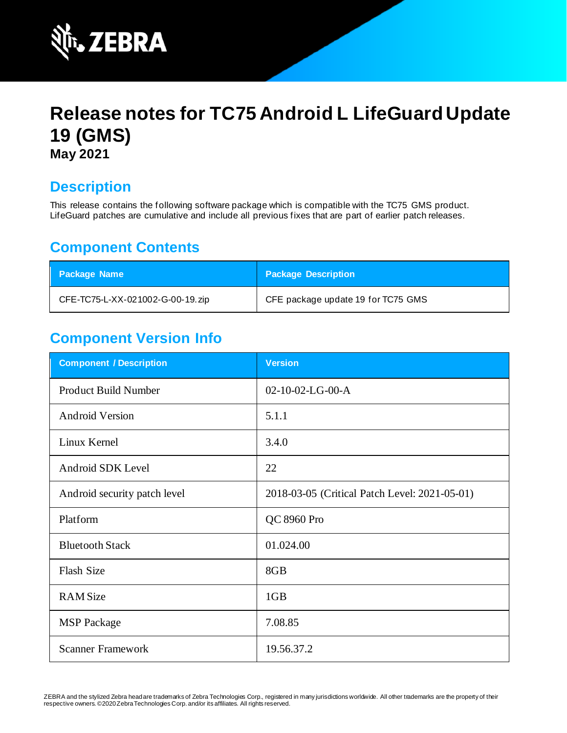# Release notes for TC75 Android L LifeGuard Update 19 (GMS)

**May 2021**

## Description

This release contains the following software package which is compatible with the TC75 GMS product. LifeGuard patches are cumulative and include all previous fixes that are part of earlier patch releases.

## Component Contents

| Package Name | Package Description |
|---|---|
| CFE-TC75-L-XX-021002-G-00-19.zip | CFE package update 19 for TC75 GMS |

## Component Version Info

| Component / Description | Version |
|---|---|
| Product Build Number | 02-10-02-LG-00-A |
| Android Version | 5.1.1 |
| Linux Kernel | 3.4.0 |
| Android SDK Level | 22 |
| Android security patch level | 2018-03-05 (Critical Patch Level: 2021-05-01) |
| Platform | QC 8960 Pro |
| Bluetooth Stack | 01.024.00 |
| Flash Size | 8GB |
| RAM Size | 1GB |
| MSP Package | 7.08.85 |
| Scanner Framework | 19.56.37.2 |

ZEBRA and the stylized Zebra head are trademarks of Zebra Technologies Corp., registered in many jurisdictions worldwide. All other trademarks are the property of their respective owners. ©2020 Zebra Technologies Corp. and/or its affiliates. All rights reserved.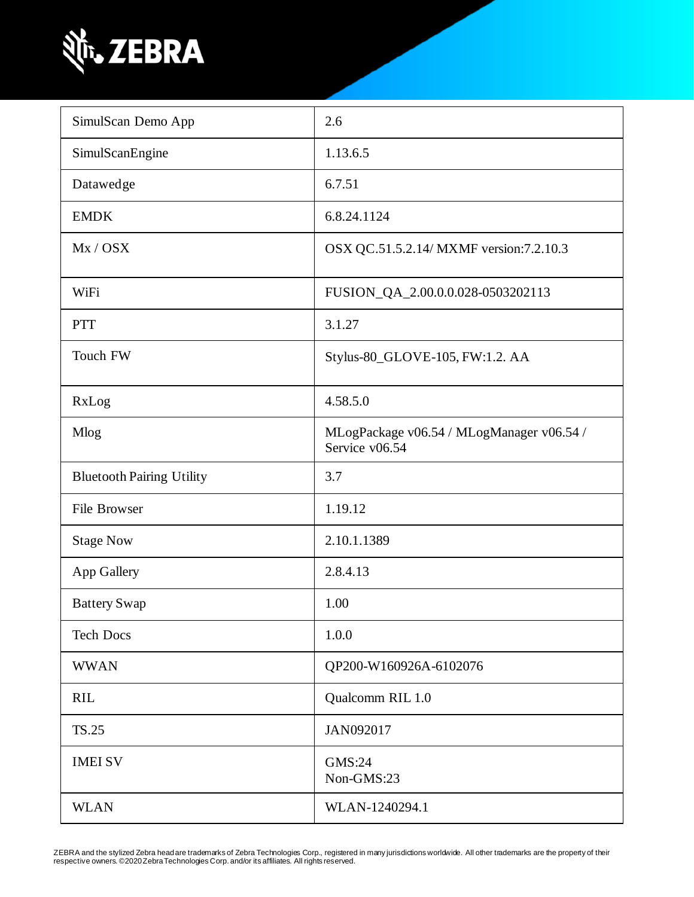| | |
|---|---|
| SimulScan Demo App | 2.6 |
| SimulScanEngine | 1.13.6.5 |
| Datawedge | 6.7.51 |
| EMDK | 6.8.24.1124 |
| Mx / OSX | OSX QC.51.5.2.14/ MXMF version:7.2.10.3 |
| WiFi | FUSION_QA_2.00.0.0.028-0503202113 |
| PTT | 3.1.27 |
| Touch FW | Stylus-80_GLOVE-105, FW:1.2. AA |
| RxLog | 4.58.5.0 |
| Mlog | MLogPackage v06.54 / MLogManager v06.54 / Service v06.54 |
| Bluetooth Pairing Utility | 3.7 |
| File Browser | 1.19.12 |
| Stage Now | 2.10.1.1389 |
| App Gallery | 2.8.4.13 |
| Battery Swap | 1.00 |
| Tech Docs | 1.0.0 |
| WWAN | QP200-W160926A-6102076 |
| RIL | Qualcomm RIL 1.0 |
| TS.25 | JAN092017 |
| IMEI SV | GMS:24<br>Non-GMS:23 |
| WLAN | WLAN-1240294.1 |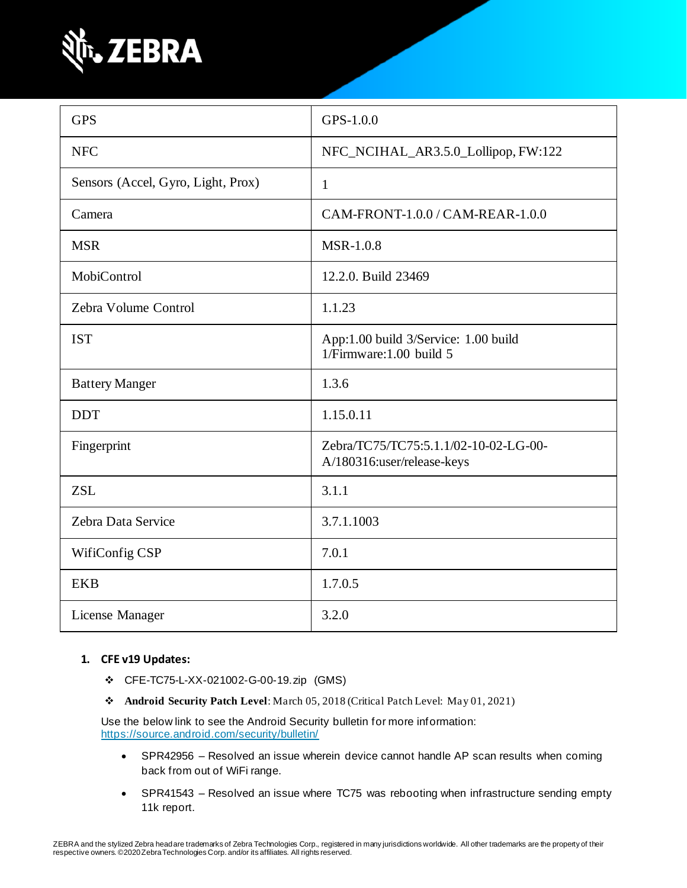| | |
|---|---|
| GPS | GPS-1.0.0 |
| NFC | NFC_NCIHAL_AR3.5.0_Lollipop, FW:122 |
| Sensors (Accel, Gyro, Light, Prox) | 1 |
| Camera | CAM-FRONT-1.0.0 / CAM-REAR-1.0.0 |
| MSR | MSR-1.0.8 |
| MobiControl | 12.2.0. Build 23469 |
| Zebra Volume Control | 1.1.23 |
| IST | App:1.00 build 3/Service: 1.00 build 1/Firmware:1.00 build 5 |
| Battery Manger | 1.3.6 |
| DDT | 1.15.0.11 |
| Fingerprint | Zebra/TC75/TC75:5.1.1/02-10-02-LG-00-A/180316:user/release-keys |
| ZSL | 3.1.1 |
| Zebra Data Service | 3.7.1.1003 |
| WifiConfig CSP | 7.0.1 |
| EKB | 1.7.0.5 |
| License Manager | 3.2.0 |

1. **CFE v19 Updates:**

- CFE-TC75-L-XX-021002-G-00-19.zip (GMS)
- **Android Security Patch Level**: March 05, 2018 (Critical Patch Level: May 01, 2021)

Use the below link to see the Android Security bulletin for more information: https://source.android.com/security/bulletin/

- SPR42956 – Resolved an issue wherein device cannot handle AP scan results when coming back from out of WiFi range.
- SPR41543 – Resolved an issue where TC75 was rebooting when infrastructure sending empty 11k report.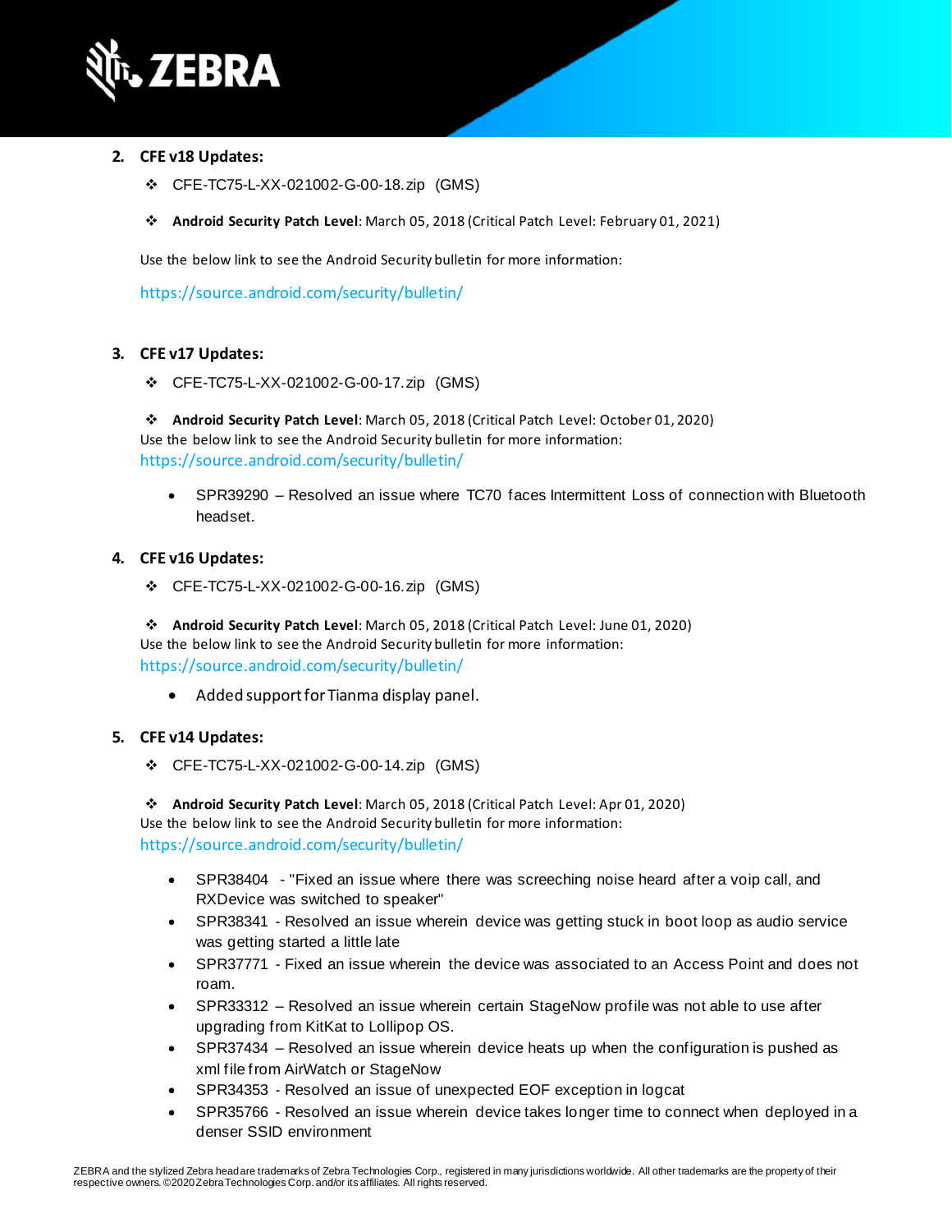2. **CFE v18 Updates:**

   - CFE-TC75-L-XX-021002-G-00-18.zip (GMS)

   - **Android Security Patch Level**: March 05, 2018 (Critical Patch Level: February 01, 2021)

   Use the below link to see the Android Security bulletin for more information:

   https://source.android.com/security/bulletin/

3. **CFE v17 Updates:**

   - CFE-TC75-L-XX-021002-G-00-17.zip (GMS)

   - **Android Security Patch Level**: March 05, 2018 (Critical Patch Level: October 01, 2020)

   Use the below link to see the Android Security bulletin for more information:
   https://source.android.com/security/bulletin/

     - SPR39290 – Resolved an issue where TC70 faces Intermittent Loss of connection with Bluetooth headset.

4. **CFE v16 Updates:**

   - CFE-TC75-L-XX-021002-G-00-16.zip (GMS)

   - **Android Security Patch Level**: March 05, 2018 (Critical Patch Level: June 01, 2020)

   Use the below link to see the Android Security bulletin for more information:
   https://source.android.com/security/bulletin/

     - Added support for Tianma display panel.

5. **CFE v14 Updates:**

   - CFE-TC75-L-XX-021002-G-00-14.zip (GMS)

   - **Android Security Patch Level**: March 05, 2018 (Critical Patch Level: Apr 01, 2020)

   Use the below link to see the Android Security bulletin for more information:
   https://source.android.com/security/bulletin/

     - SPR38404 - "Fixed an issue where there was screeching noise heard after a voip call, and RXDevice was switched to speaker"
     - SPR38341 - Resolved an issue wherein device was getting stuck in boot loop as audio service was getting started a little late
     - SPR37771 - Fixed an issue wherein the device was associated to an Access Point and does not roam.
     - SPR33312 – Resolved an issue wherein certain StageNow profile was not able to use after upgrading from KitKat to Lollipop OS.
     - SPR37434 – Resolved an issue wherein device heats up when the configuration is pushed as xml file from AirWatch or StageNow
     - SPR34353 - Resolved an issue of unexpected EOF exception in logcat
     - SPR35766 - Resolved an issue wherein device takes longer time to connect when deployed in a denser SSID environment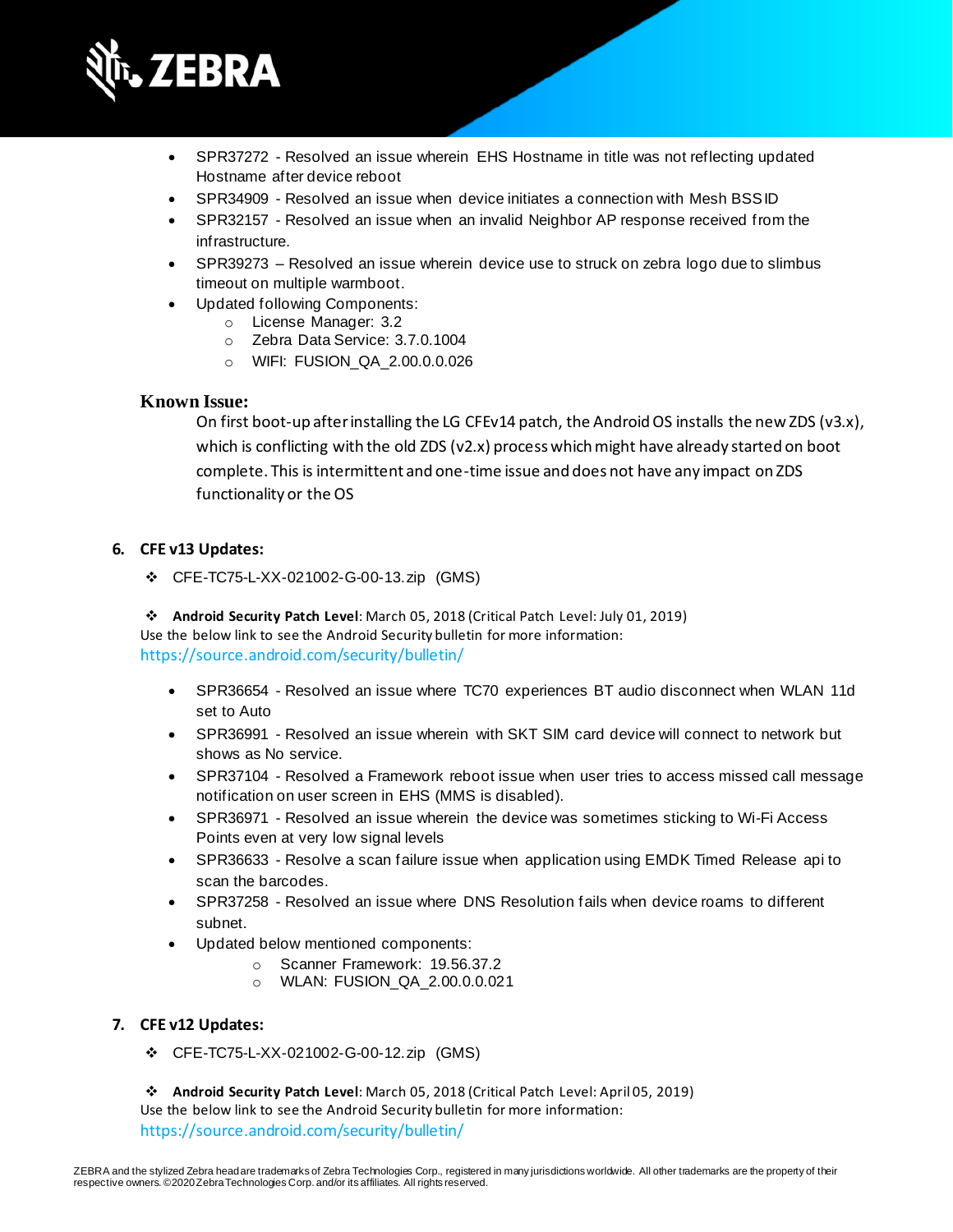- SPR37272 - Resolved an issue wherein EHS Hostname in title was not reflecting updated Hostname after device reboot
- SPR34909 - Resolved an issue when device initiates a connection with Mesh BSSID
- SPR32157 - Resolved an issue when an invalid Neighbor AP response received from the infrastructure.
- SPR39273 – Resolved an issue wherein device use to struck on zebra logo due to slimbus timeout on multiple warmboot.
- Updated following Components:
  - License Manager: 3.2
  - Zebra Data Service: 3.7.0.1004
  - WIFI: FUSION_QA_2.00.0.0.026

**Known Issue:**

On first boot-up after installing the LG CFEv14 patch, the Android OS installs the new ZDS (v3.x), which is conflicting with the old ZDS (v2.x) process which might have already started on boot complete. This is intermittent and one-time issue and does not have any impact on ZDS functionality or the OS

### 6. CFE v13 Updates:

- ❖ CFE-TC75-L-XX-021002-G-00-13.zip (GMS)

- ❖ **Android Security Patch Level**: March 05, 2018 (Critical Patch Level: July 01, 2019)

Use the below link to see the Android Security bulletin for more information:
https://source.android.com/security/bulletin/

- SPR36654 - Resolved an issue where TC70 experiences BT audio disconnect when WLAN 11d set to Auto
- SPR36991 - Resolved an issue wherein with SKT SIM card device will connect to network but shows as No service.
- SPR37104 - Resolved a Framework reboot issue when user tries to access missed call message notification on user screen in EHS (MMS is disabled).
- SPR36971 - Resolved an issue wherein the device was sometimes sticking to Wi-Fi Access Points even at very low signal levels
- SPR36633 - Resolve a scan failure issue when application using EMDK Timed Release api to scan the barcodes.
- SPR37258 - Resolved an issue where DNS Resolution fails when device roams to different subnet.
- Updated below mentioned components:
  - Scanner Framework: 19.56.37.2
  - WLAN: FUSION_QA_2.00.0.0.021

### 7. CFE v12 Updates:

- ❖ CFE-TC75-L-XX-021002-G-00-12.zip (GMS)

- ❖ **Android Security Patch Level**: March 05, 2018 (Critical Patch Level: April 05, 2019)

Use the below link to see the Android Security bulletin for more information:
https://source.android.com/security/bulletin/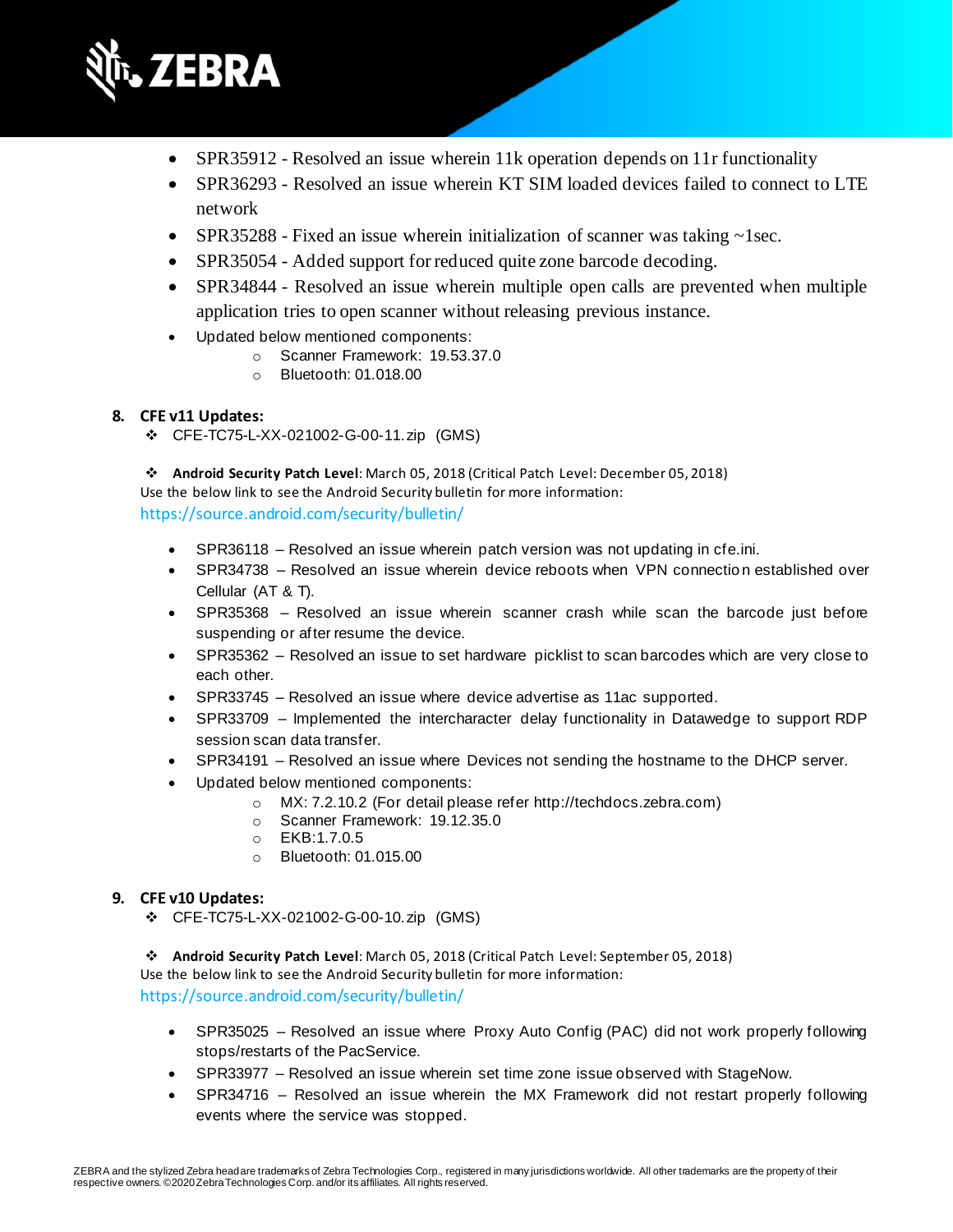- SPR35912 - Resolved an issue wherein 11k operation depends on 11r functionality
- SPR36293 - Resolved an issue wherein KT SIM loaded devices failed to connect to LTE network
- SPR35288 - Fixed an issue wherein initialization of scanner was taking ~1sec.
- SPR35054 - Added support for reduced quite zone barcode decoding.
- SPR34844 - Resolved an issue wherein multiple open calls are prevented when multiple application tries to open scanner without releasing previous instance.
- Updated below mentioned components:
  - Scanner Framework: 19.53.37.0
  - Bluetooth: 01.018.00

## 8. CFE v11 Updates:

- ❖ CFE-TC75-L-XX-021002-G-00-11.zip (GMS)

❖ **Android Security Patch Level**: March 05, 2018 (Critical Patch Level: December 05, 2018)
Use the below link to see the Android Security bulletin for more information:
https://source.android.com/security/bulletin/

- SPR36118 – Resolved an issue wherein patch version was not updating in cfe.ini.
- SPR34738 – Resolved an issue wherein device reboots when VPN connection established over Cellular (AT & T).
- SPR35368 – Resolved an issue wherein scanner crash while scan the barcode just before suspending or after resume the device.
- SPR35362 – Resolved an issue to set hardware picklist to scan barcodes which are very close to each other.
- SPR33745 – Resolved an issue where device advertise as 11ac supported.
- SPR33709 – Implemented the intercharacter delay functionality in Datawedge to support RDP session scan data transfer.
- SPR34191 – Resolved an issue where Devices not sending the hostname to the DHCP server.
- Updated below mentioned components:
  - MX: 7.2.10.2 (For detail please refer http://techdocs.zebra.com)
  - Scanner Framework: 19.12.35.0
  - EKB:1.7.0.5
  - Bluetooth: 01.015.00

## 9. CFE v10 Updates:

- ❖ CFE-TC75-L-XX-021002-G-00-10.zip (GMS)

❖ **Android Security Patch Level**: March 05, 2018 (Critical Patch Level: September 05, 2018)
Use the below link to see the Android Security bulletin for more information:
https://source.android.com/security/bulletin/

- SPR35025 – Resolved an issue where Proxy Auto Config (PAC) did not work properly following stops/restarts of the PacService.
- SPR33977 – Resolved an issue wherein set time zone issue observed with StageNow.
- SPR34716 – Resolved an issue wherein the MX Framework did not restart properly following events where the service was stopped.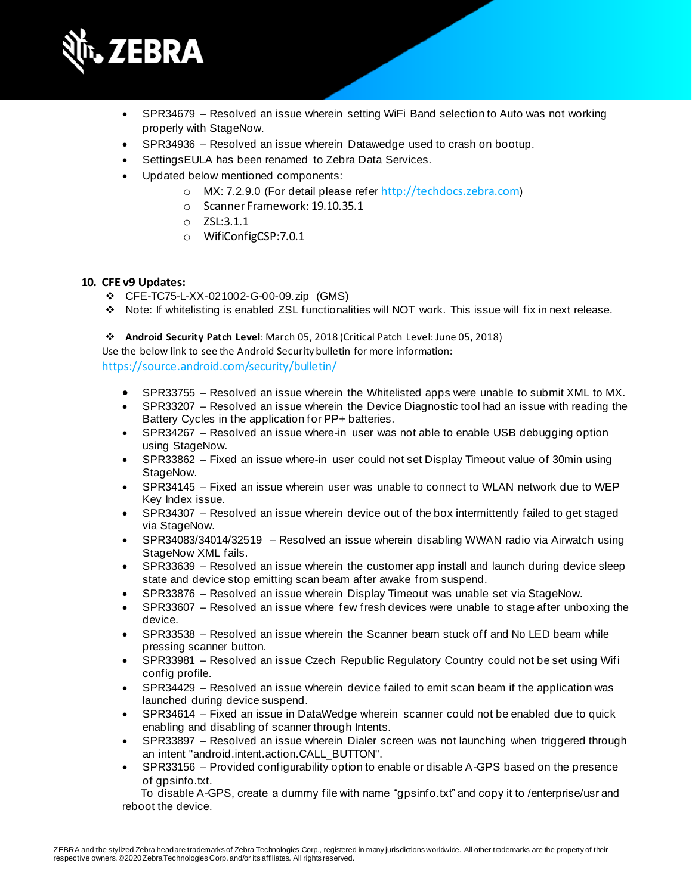- SPR34679 – Resolved an issue wherein setting WiFi Band selection to Auto was not working properly with StageNow.
- SPR34936 – Resolved an issue wherein Datawedge used to crash on bootup.
- SettingsEULA has been renamed to Zebra Data Services.
- Updated below mentioned components:
  - MX: 7.2.9.0 (For detail please refer http://techdocs.zebra.com)
  - Scanner Framework: 19.10.35.1
  - ZSL:3.1.1
  - WifiConfigCSP:7.0.1

## 10. CFE v9 Updates:

- CFE-TC75-L-XX-021002-G-00-09.zip (GMS)
- Note: If whitelisting is enabled ZSL functionalities will NOT work. This issue will fix in next release.

- **Android Security Patch Level**: March 05, 2018 (Critical Patch Level: June 05, 2018)

Use the below link to see the Android Security bulletin for more information: https://source.android.com/security/bulletin/

- SPR33755 – Resolved an issue wherein the Whitelisted apps were unable to submit XML to MX.
- SPR33207 – Resolved an issue wherein the Device Diagnostic tool had an issue with reading the Battery Cycles in the application for PP+ batteries.
- SPR34267 – Resolved an issue where-in user was not able to enable USB debugging option using StageNow.
- SPR33862 – Fixed an issue where-in user could not set Display Timeout value of 30min using StageNow.
- SPR34145 – Fixed an issue wherein user was unable to connect to WLAN network due to WEP Key Index issue.
- SPR34307 – Resolved an issue wherein device out of the box intermittently failed to get staged via StageNow.
- SPR34083/34014/32519 – Resolved an issue wherein disabling WWAN radio via Airwatch using StageNow XML fails.
- SPR33639 – Resolved an issue wherein the customer app install and launch during device sleep state and device stop emitting scan beam after awake from suspend.
- SPR33876 – Resolved an issue wherein Display Timeout was unable set via StageNow.
- SPR33607 – Resolved an issue where few fresh devices were unable to stage after unboxing the device.
- SPR33538 – Resolved an issue wherein the Scanner beam stuck off and No LED beam while pressing scanner button.
- SPR33981 – Resolved an issue Czech Republic Regulatory Country could not be set using Wifi config profile.
- SPR34429 – Resolved an issue wherein device failed to emit scan beam if the application was launched during device suspend.
- SPR34614 – Fixed an issue in DataWedge wherein scanner could not be enabled due to quick enabling and disabling of scanner through Intents.
- SPR33897 – Resolved an issue wherein Dialer screen was not launching when triggered through an intent "android.intent.action.CALL_BUTTON".
- SPR33156 – Provided configurability option to enable or disable A-GPS based on the presence of gpsinfo.txt.

  To disable A-GPS, create a dummy file with name "gpsinfo.txt" and copy it to /enterprise/usr and reboot the device.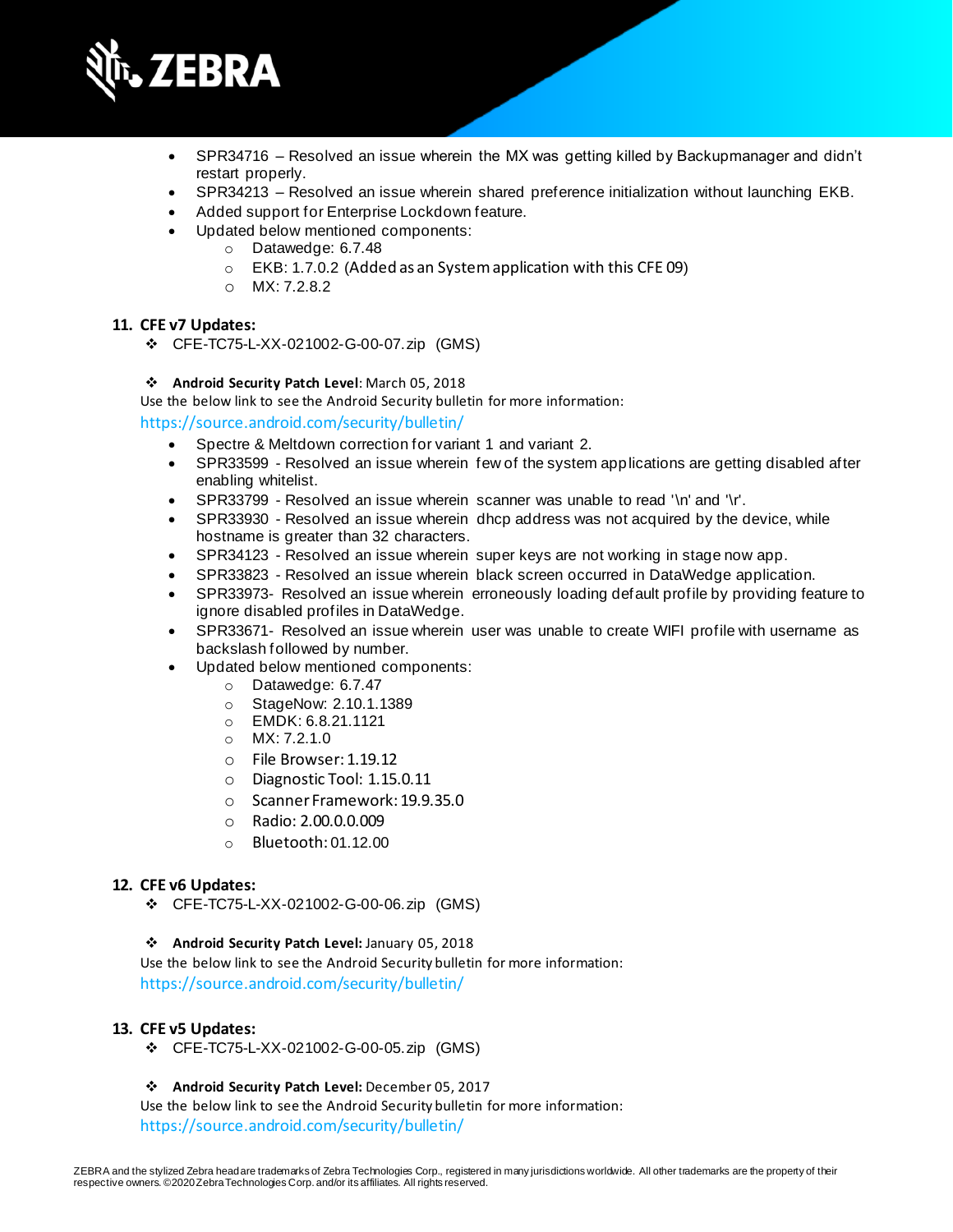- SPR34716 – Resolved an issue wherein the MX was getting killed by Backupmanager and didn't restart properly.
- SPR34213 – Resolved an issue wherein shared preference initialization without launching EKB.
- Added support for Enterprise Lockdown feature.
- Updated below mentioned components:
  - Datawedge: 6.7.48
  - EKB: 1.7.0.2 (Added as an System application with this CFE 09)
  - MX: 7.2.8.2

## 11. CFE v7 Updates:

❖ CFE-TC75-L-XX-021002-G-00-07.zip (GMS)

❖ **Android Security Patch Level**: March 05, 2018

Use the below link to see the Android Security bulletin for more information:
https://source.android.com/security/bulletin/

- Spectre & Meltdown correction for variant 1 and variant 2.
- SPR33599 - Resolved an issue wherein few of the system applications are getting disabled after enabling whitelist.
- SPR33799 - Resolved an issue wherein scanner was unable to read '\n' and '\r'.
- SPR33930 - Resolved an issue wherein dhcp address was not acquired by the device, while hostname is greater than 32 characters.
- SPR34123 - Resolved an issue wherein super keys are not working in stage now app.
- SPR33823 - Resolved an issue wherein black screen occurred in DataWedge application.
- SPR33973- Resolved an issue wherein erroneously loading default profile by providing feature to ignore disabled profiles in DataWedge.
- SPR33671- Resolved an issue wherein user was unable to create WIFI profile with username as backslash followed by number.
- Updated below mentioned components:
  - Datawedge: 6.7.47
  - StageNow: 2.10.1.1389
  - EMDK: 6.8.21.1121
  - MX: 7.2.1.0
  - File Browser: 1.19.12
  - Diagnostic Tool: 1.15.0.11
  - Scanner Framework: 19.9.35.0
  - Radio: 2.00.0.0.009
  - Bluetooth: 01.12.00

## 12. CFE v6 Updates:

❖ CFE-TC75-L-XX-021002-G-00-06.zip (GMS)

❖ **Android Security Patch Level:** January 05, 2018

Use the below link to see the Android Security bulletin for more information:
https://source.android.com/security/bulletin/

## 13. CFE v5 Updates:

❖ CFE-TC75-L-XX-021002-G-00-05.zip (GMS)

❖ **Android Security Patch Level:** December 05, 2017

Use the below link to see the Android Security bulletin for more information:
https://source.android.com/security/bulletin/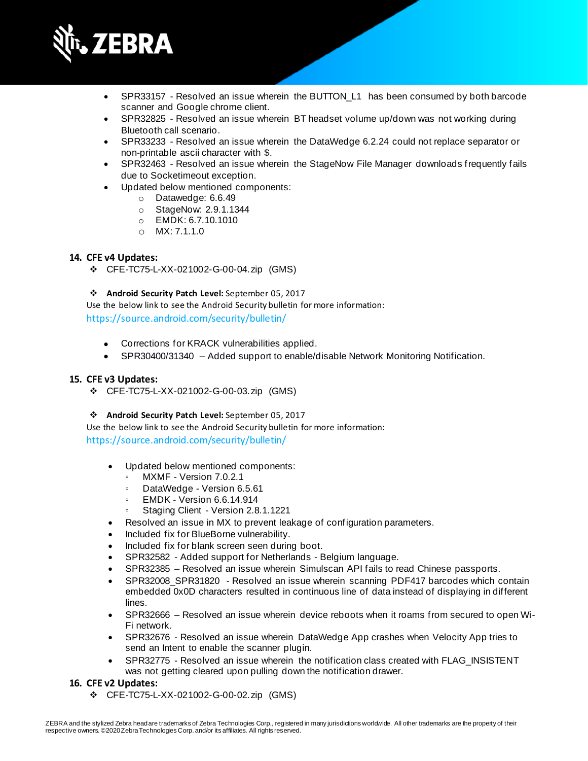- SPR33157 - Resolved an issue wherein the BUTTON_L1 has been consumed by both barcode scanner and Google chrome client.
- SPR32825 - Resolved an issue wherein BT headset volume up/down was not working during Bluetooth call scenario.
- SPR33233 - Resolved an issue wherein the DataWedge 6.2.24 could not replace separator or non-printable ascii character with $.
- SPR32463 - Resolved an issue wherein the StageNow File Manager downloads frequently fails due to Socketimeout exception.
- Updated below mentioned components:
  - Datawedge: 6.6.49
  - StageNow: 2.9.1.1344
  - EMDK: 6.7.10.1010
  - MX: 7.1.1.0

### 14. CFE v4 Updates:

- CFE-TC75-L-XX-021002-G-00-04.zip (GMS)

- **Android Security Patch Level:** September 05, 2017

Use the below link to see the Android Security bulletin for more information:
https://source.android.com/security/bulletin/

- Corrections for KRACK vulnerabilities applied.
- SPR30400/31340 – Added support to enable/disable Network Monitoring Notification.

### 15. CFE v3 Updates:

- CFE-TC75-L-XX-021002-G-00-03.zip (GMS)

- **Android Security Patch Level:** September 05, 2017

Use the below link to see the Android Security bulletin for more information:
https://source.android.com/security/bulletin/

- Updated below mentioned components:
  - MXMF - Version 7.0.2.1
  - DataWedge - Version 6.5.61
  - EMDK - Version 6.6.14.914
  - Staging Client - Version 2.8.1.1221
- Resolved an issue in MX to prevent leakage of configuration parameters.
- Included fix for BlueBorne vulnerability.
- Included fix for blank screen seen during boot.
- SPR32582 - Added support for Netherlands - Belgium language.
- SPR32385 – Resolved an issue wherein Simulscan API fails to read Chinese passports.
- SPR32008_SPR31820 - Resolved an issue wherein scanning PDF417 barcodes which contain embedded 0x0D characters resulted in continuous line of data instead of displaying in different lines.
- SPR32666 – Resolved an issue wherein device reboots when it roams from secured to open Wi-Fi network.
- SPR32676 - Resolved an issue wherein DataWedge App crashes when Velocity App tries to send an Intent to enable the scanner plugin.
- SPR32775 - Resolved an issue wherein the notification class created with FLAG_INSISTENT was not getting cleared upon pulling down the notification drawer.

### 16. CFE v2 Updates:

- CFE-TC75-L-XX-021002-G-00-02.zip (GMS)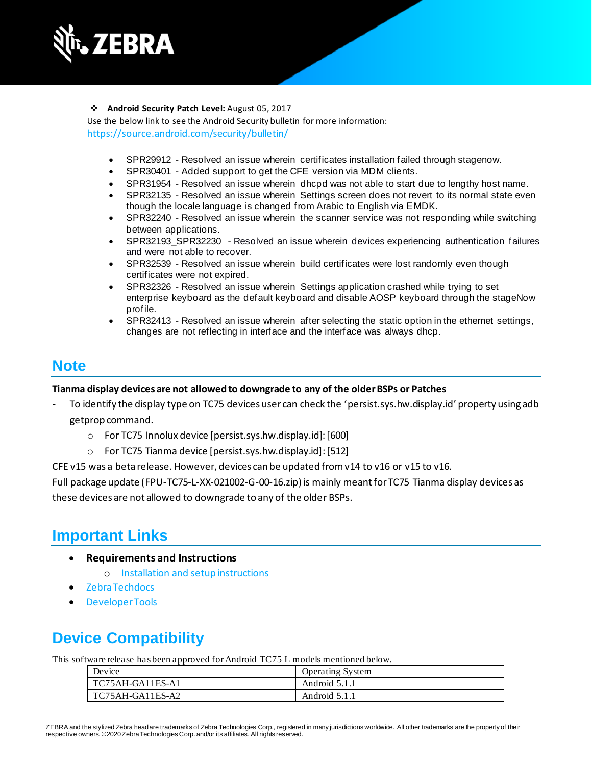- **Android Security Patch Level:** August 05, 2017

  Use the below link to see the Android Security bulletin for more information: https://source.android.com/security/bulletin/

  - SPR29912 - Resolved an issue wherein certificates installation failed through stagenow.
  - SPR30401 - Added support to get the CFE version via MDM clients.
  - SPR31954 - Resolved an issue wherein dhcpd was not able to start due to lengthy host name.
  - SPR32135 - Resolved an issue wherein Settings screen does not revert to its normal state even though the locale language is changed from Arabic to English via EMDK.
  - SPR32240 - Resolved an issue wherein the scanner service was not responding while switching between applications.
  - SPR32193_SPR32230 - Resolved an issue wherein devices experiencing authentication failures and were not able to recover.
  - SPR32539 - Resolved an issue wherein build certificates were lost randomly even though certificates were not expired.
  - SPR32326 - Resolved an issue wherein Settings application crashed while trying to set enterprise keyboard as the default keyboard and disable AOSP keyboard through the stageNow profile.
  - SPR32413 - Resolved an issue wherein after selecting the static option in the ethernet settings, changes are not reflecting in interface and the interface was always dhcp.

## Note

**Tianma display devices are not allowed to downgrade to any of the older BSPs or Patches**

- To identify the display type on TC75 devices user can check the 'persist.sys.hw.display.id' property using adb getprop command.
  - For TC75 Innolux device [persist.sys.hw.display.id]: [600]
  - For TC75 Tianma device [persist.sys.hw.display.id]: [512]

CFE v15 was a beta release. However, devices can be updated from v14 to v16 or v15 to v16.

Full package update (FPU-TC75-L-XX-021002-G-00-16.zip) is mainly meant for TC75 Tianma display devices as these devices are not allowed to downgrade to any of the older BSPs.

## Important Links

- **Requirements and Instructions**
  - Installation and setup instructions
- Zebra Techdocs
- Developer Tools

## Device Compatibility

This software release has been approved for Android TC75 L models mentioned below.

| Device | Operating System |
|---|---|
| TC75AH-GA11ES-A1 | Android 5.1.1 |
| TC75AH-GA11ES-A2 | Android 5.1.1 |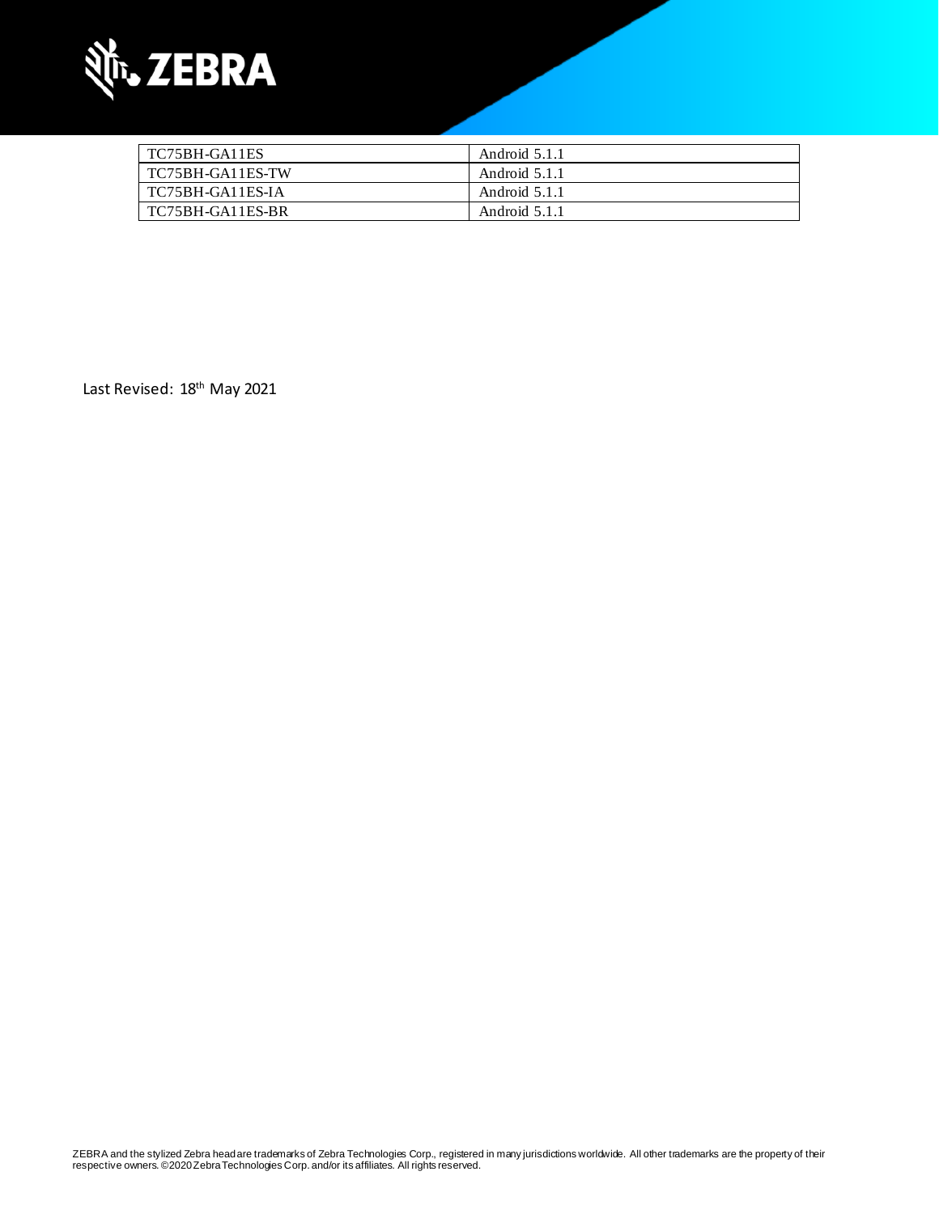| | |
|---|---|
| TC75BH-GA11ES | Android 5.1.1 |
| TC75BH-GA11ES-TW | Android 5.1.1 |
| TC75BH-GA11ES-IA | Android 5.1.1 |
| TC75BH-GA11ES-BR | Android 5.1.1 |

Last Revised: 18th May 2021

ZEBRA and the stylized Zebra head are trademarks of Zebra Technologies Corp., registered in many jurisdictions worldwide. All other trademarks are the property of their respective owners. ©2020 Zebra Technologies Corp. and/or its affiliates. All rights reserved.